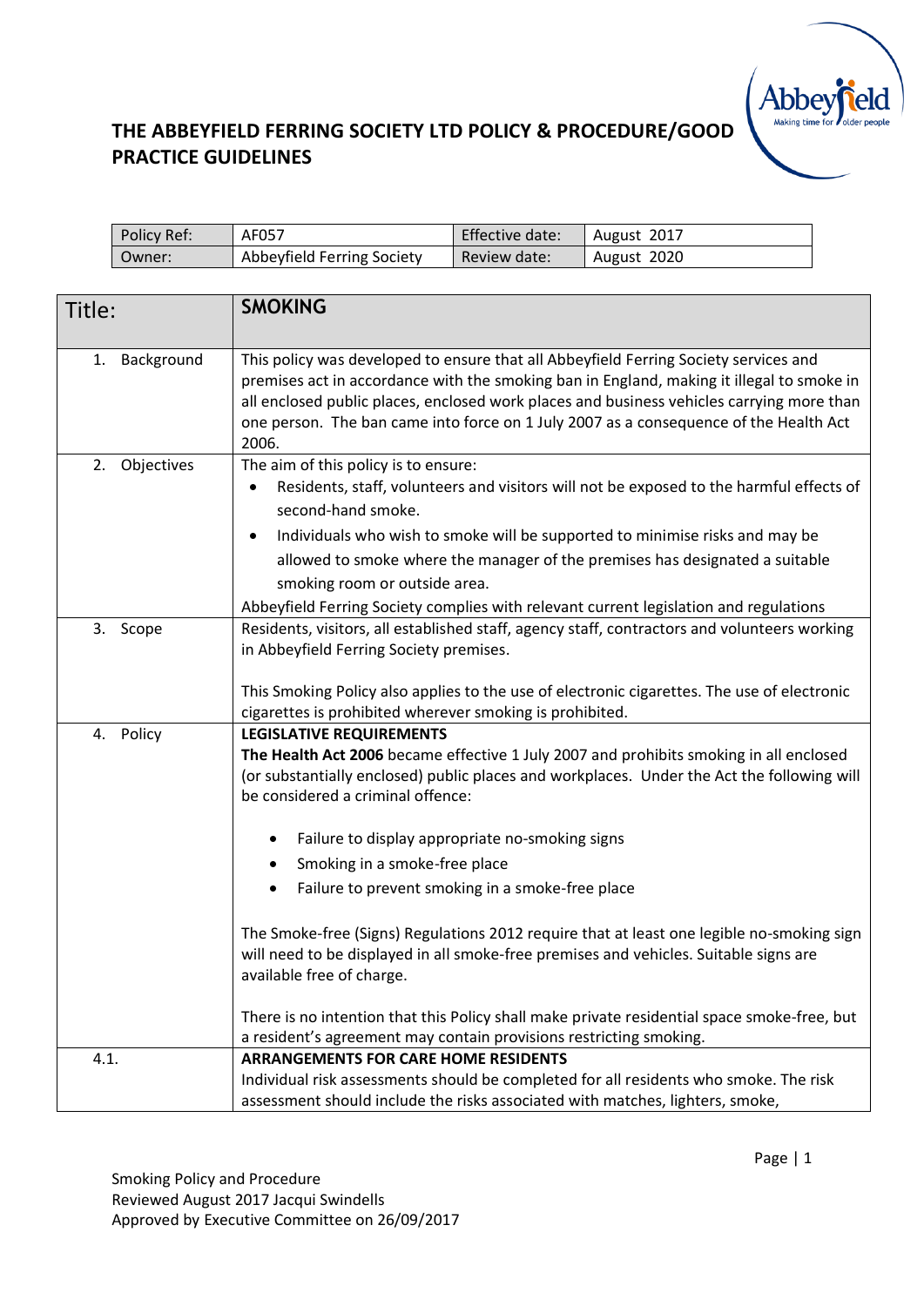# THE ABBEYFIELD FERRING SOCIETY LTD POLICY & PROCEDURE/GOOD PRACTICE GUIDELINES

| Policy Ref: | AF057 | Effective date: | August 2017 |
|---|---|---|---|
| Owner: | Abbeyfield Ferring Society | Review date: | August 2020 |

| Title: | **SMOKING** |
|---|---|
| 1. Background | This policy was developed to ensure that all Abbeyfield Ferring Society services and premises act in accordance with the smoking ban in England, making it illegal to smoke in all enclosed public places, enclosed work places and business vehicles carrying more than one person. The ban came into force on 1 July 2007 as a consequence of the Health Act 2006. |
| 2. Objectives | The aim of this policy is to ensure:<br>• Residents, staff, volunteers and visitors will not be exposed to the harmful effects of second-hand smoke.<br>• Individuals who wish to smoke will be supported to minimise risks and may be allowed to smoke where the manager of the premises has designated a suitable smoking room or outside area.<br>Abbeyfield Ferring Society complies with relevant current legislation and regulations |
| 3. Scope | Residents, visitors, all established staff, agency staff, contractors and volunteers working in Abbeyfield Ferring Society premises.<br><br>This Smoking Policy also applies to the use of electronic cigarettes. The use of electronic cigarettes is prohibited wherever smoking is prohibited. |
| 4. Policy | **LEGISLATIVE REQUIREMENTS**<br>**The Health Act 2006** became effective 1 July 2007 and prohibits smoking in all enclosed (or substantially enclosed) public places and workplaces. Under the Act the following will be considered a criminal offence:<br><br>• Failure to display appropriate no-smoking signs<br>• Smoking in a smoke-free place<br>• Failure to prevent smoking in a smoke-free place<br><br>The Smoke-free (Signs) Regulations 2012 require that at least one legible no-smoking sign will need to be displayed in all smoke-free premises and vehicles. Suitable signs are available free of charge.<br><br>There is no intention that this Policy shall make private residential space smoke-free, but a resident's agreement may contain provisions restricting smoking. |
| 4.1. | **ARRANGEMENTS FOR CARE HOME RESIDENTS**<br>Individual risk assessments should be completed for all residents who smoke. The risk assessment should include the risks associated with matches, lighters, smoke, |

Smoking Policy and Procedure
Reviewed August 2017 Jacqui Swindells
Approved by Executive Committee on 26/09/2017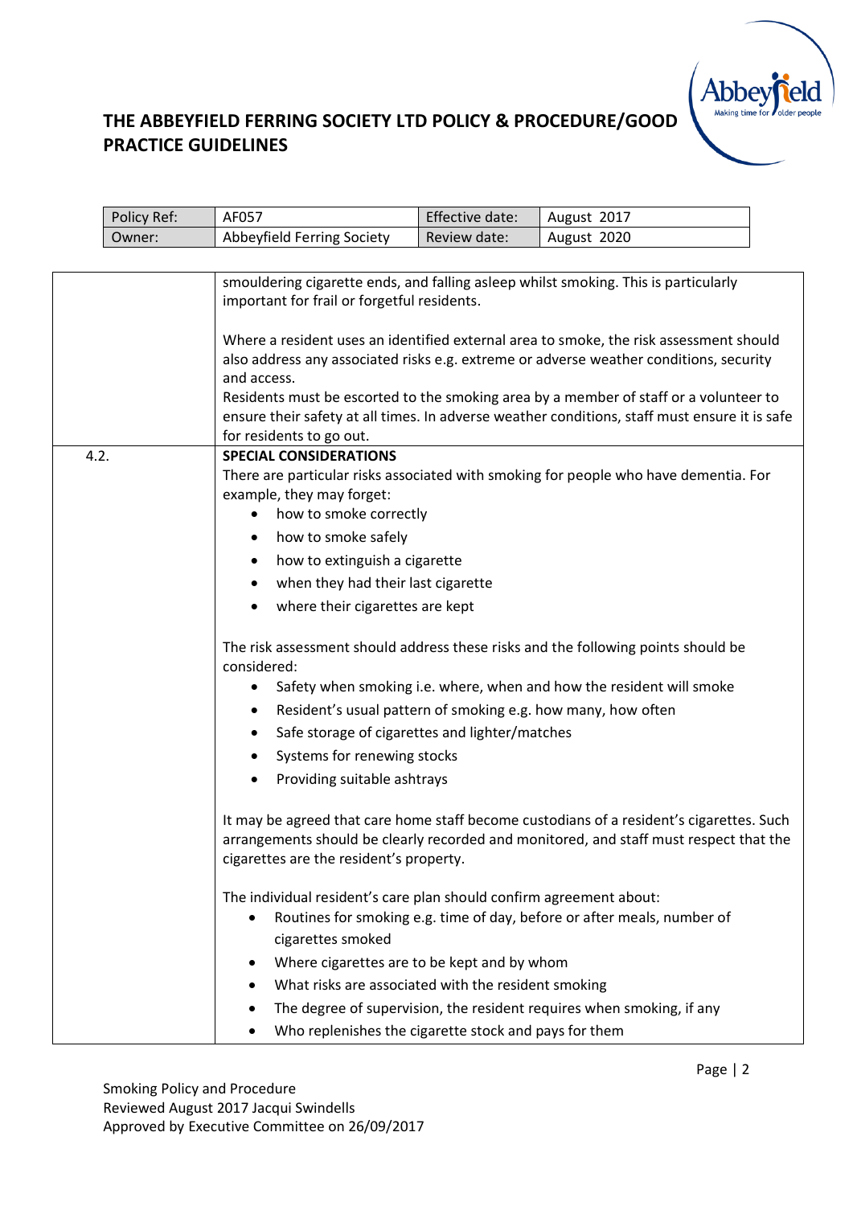| Policy Ref: | AF057 | Effective date: | August 2017 |
| --- | --- | --- | --- |
| Owner: | Abbeyfield Ferring Society | Review date: | August 2020 |

smouldering cigarette ends, and falling asleep whilst smoking. This is particularly important for frail or forgetful residents.

Where a resident uses an identified external area to smoke, the risk assessment should also address any associated risks e.g. extreme or adverse weather conditions, security and access.

Residents must be escorted to the smoking area by a member of staff or a volunteer to ensure their safety at all times. In adverse weather conditions, staff must ensure it is safe for residents to go out.

4.2. **SPECIAL CONSIDERATIONS**

There are particular risks associated with smoking for people who have dementia. For example, they may forget:

- how to smoke correctly
- how to smoke safely
- how to extinguish a cigarette
- when they had their last cigarette
- where their cigarettes are kept

The risk assessment should address these risks and the following points should be considered:

- Safety when smoking i.e. where, when and how the resident will smoke
- Resident's usual pattern of smoking e.g. how many, how often
- Safe storage of cigarettes and lighter/matches
- Systems for renewing stocks
- Providing suitable ashtrays

It may be agreed that care home staff become custodians of a resident's cigarettes. Such arrangements should be clearly recorded and monitored, and staff must respect that the cigarettes are the resident's property.

The individual resident's care plan should confirm agreement about:

- Routines for smoking e.g. time of day, before or after meals, number of cigarettes smoked
- Where cigarettes are to be kept and by whom
- What risks are associated with the resident smoking
- The degree of supervision, the resident requires when smoking, if any
- Who replenishes the cigarette stock and pays for them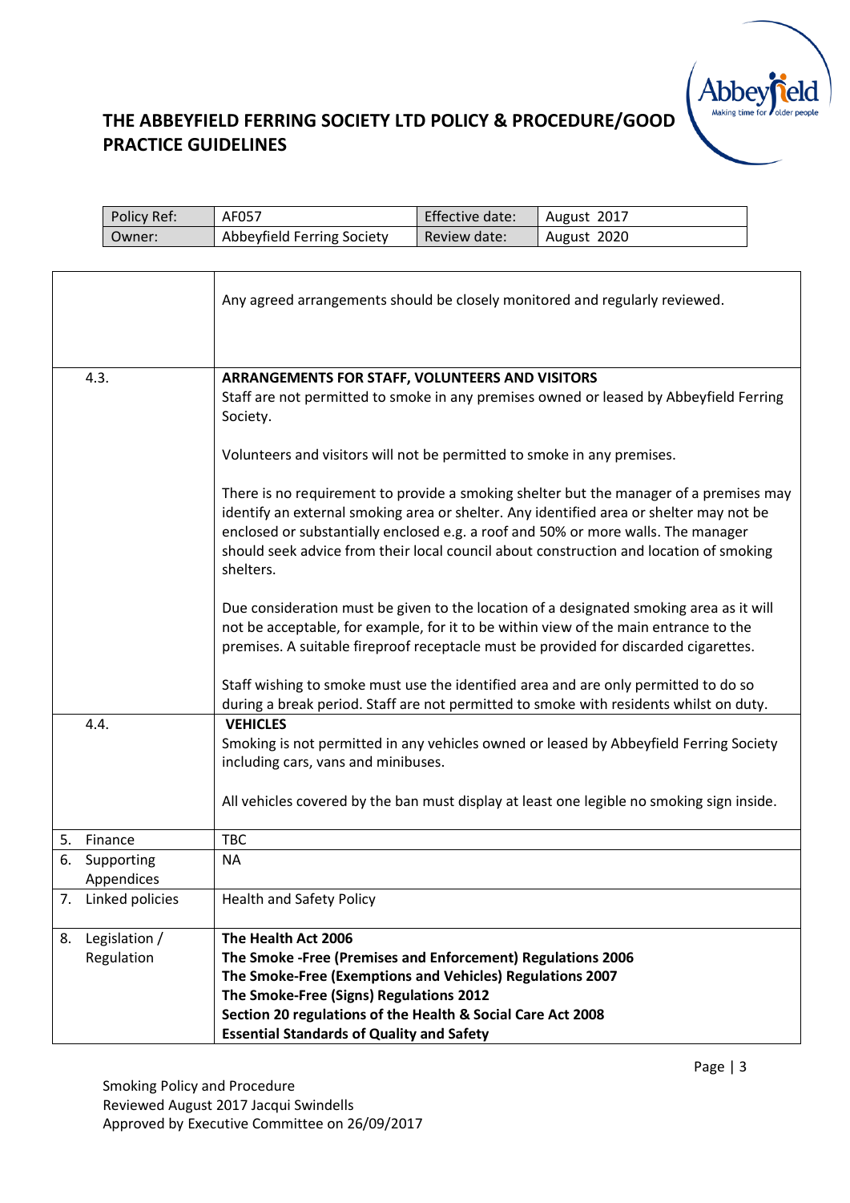# THE ABBEYFIELD FERRING SOCIETY LTD POLICY & PROCEDURE/GOOD PRACTICE GUIDELINES

| Policy Ref: | AF057 | Effective date: | August 2017 |
|---|---|---|---|
| Owner: | Abbeyfield Ferring Society | Review date: | August 2020 |

| | |
|---|---|
| | Any agreed arrangements should be closely monitored and regularly reviewed. |
| 4.3. | **ARRANGEMENTS FOR STAFF, VOLUNTEERS AND VISITORS**<br>Staff are not permitted to smoke in any premises owned or leased by Abbeyfield Ferring Society.<br><br>Volunteers and visitors will not be permitted to smoke in any premises.<br><br>There is no requirement to provide a smoking shelter but the manager of a premises may identify an external smoking area or shelter. Any identified area or shelter may not be enclosed or substantially enclosed e.g. a roof and 50% or more walls. The manager should seek advice from their local council about construction and location of smoking shelters.<br><br>Due consideration must be given to the location of a designated smoking area as it will not be acceptable, for example, for it to be within view of the main entrance to the premises. A suitable fireproof receptacle must be provided for discarded cigarettes.<br><br>Staff wishing to smoke must use the identified area and are only permitted to do so during a break period. Staff are not permitted to smoke with residents whilst on duty. |
| 4.4. | **VEHICLES**<br>Smoking is not permitted in any vehicles owned or leased by Abbeyfield Ferring Society including cars, vans and minibuses.<br><br>All vehicles covered by the ban must display at least one legible no smoking sign inside. |
| 5. Finance | TBC |
| 6. Supporting Appendices | NA |
| 7. Linked policies | Health and Safety Policy |
| 8. Legislation / Regulation | **The Health Act 2006**<br>**The Smoke -Free (Premises and Enforcement) Regulations 2006**<br>**The Smoke-Free (Exemptions and Vehicles) Regulations 2007**<br>**The Smoke-Free (Signs) Regulations 2012**<br>**Section 20 regulations of the Health & Social Care Act 2008**<br>**Essential Standards of Quality and Safety** |

Smoking Policy and Procedure
Reviewed August 2017 Jacqui Swindells
Approved by Executive Committee on 26/09/2017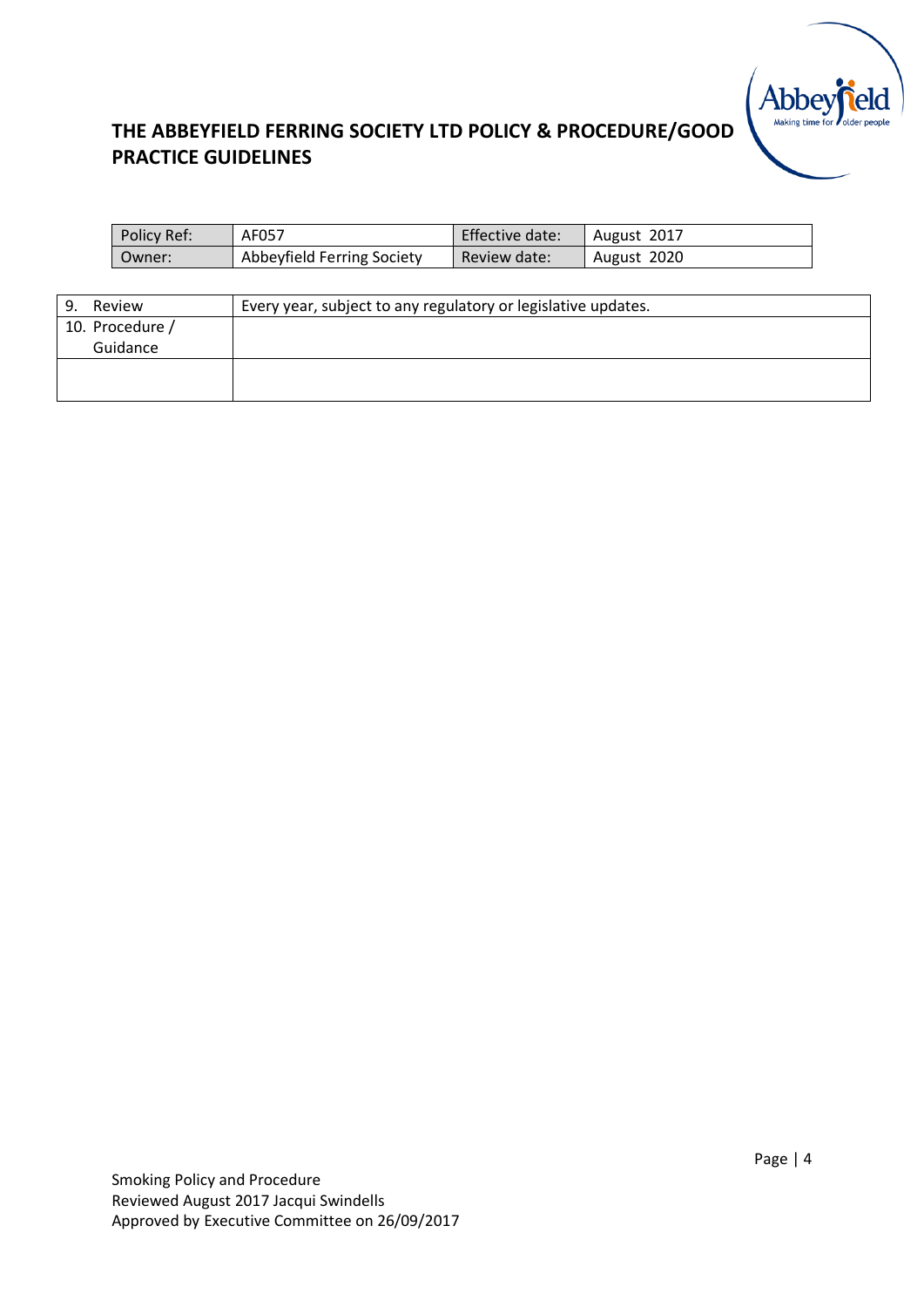## THE ABBEYFIELD FERRING SOCIETY LTD POLICY & PROCEDURE/GOOD PRACTICE GUIDELINES

| Policy Ref: | AF057 | Effective date: | August 2017 |
|---|---|---|---|
| Owner: | Abbeyfield Ferring Society | Review date: | August 2020 |

| | |
|---|---|
| 9. Review | Every year, subject to any regulatory or legislative updates. |
| 10. Procedure / Guidance | |
| | |

Smoking Policy and Procedure
Reviewed August 2017 Jacqui Swindells
Approved by Executive Committee on 26/09/2017